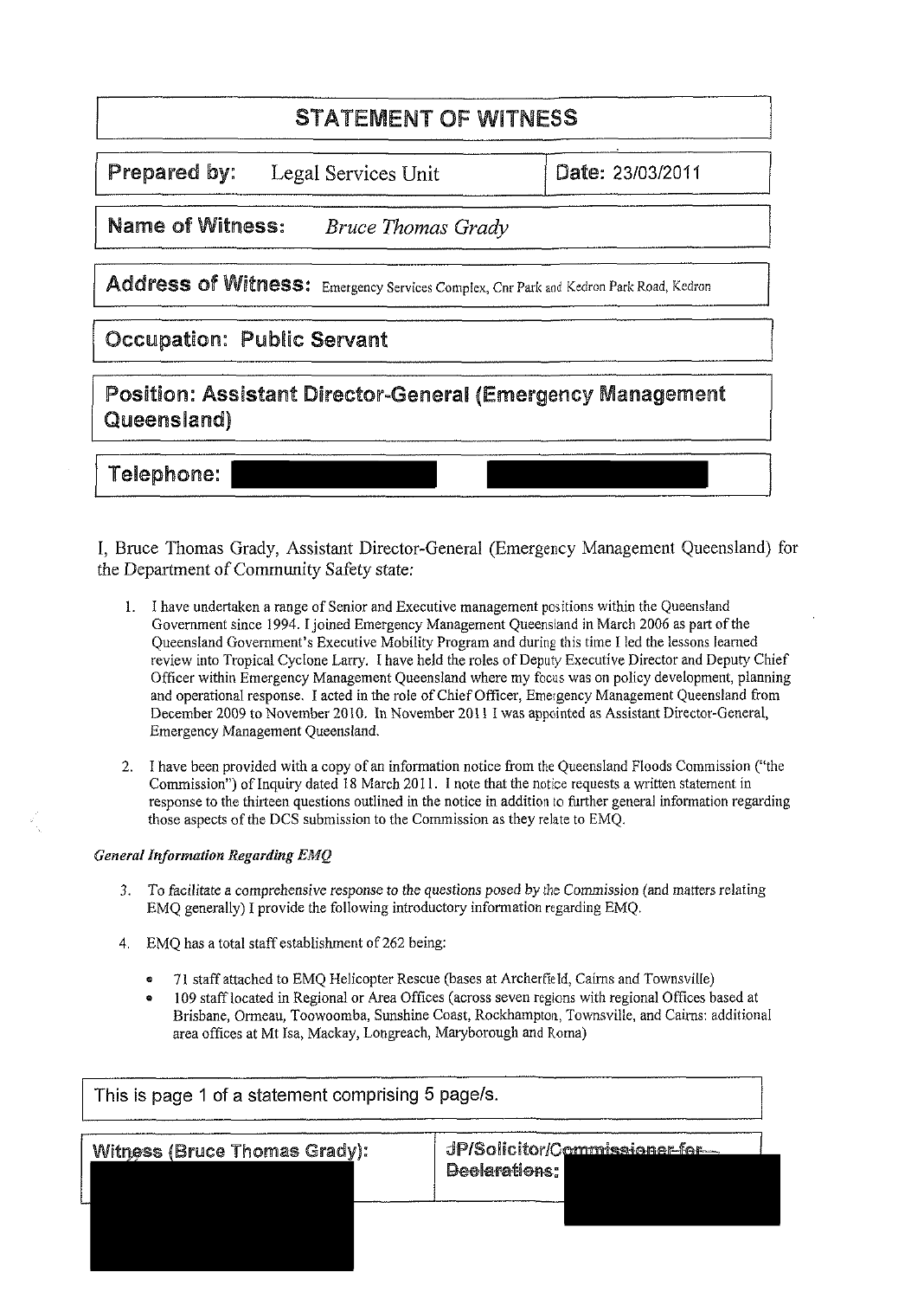# STATEMENT OF WITNESS

| | |
|---|---|
| **Prepared by:** Legal Services Unit | **Date:** 23/03/2011 |
| **Name of Witness:** *Bruce Thomas Grady* | |
| **Address of Witness:** Emergency Services Complex, Cnr Park and Kedron Park Road, Kedron | |
| **Occupation: Public Servant** | |
| **Position: Assistant Director-General (Emergency Management Queensland)** | |
| **Telephone:** | |

I, Bruce Thomas Grady, Assistant Director-General (Emergency Management Queensland) for the Department of Community Safety state:

1. I have undertaken a range of Senior and Executive management positions within the Queensland Government since 1994. I joined Emergency Management Queensland in March 2006 as part of the Queensland Government's Executive Mobility Program and during this time I led the lessons learned review into Tropical Cyclone Larry. I have held the roles of Deputy Executive Director and Deputy Chief Officer within Emergency Management Queensland where my focus was on policy development, planning and operational response. I acted in the role of Chief Officer, Emergency Management Queensland from December 2009 to November 2010. In November 2011 I was appointed as Assistant Director-General, Emergency Management Queensland.

2. I have been provided with a copy of an information notice from the Queensland Floods Commission ("the Commission") of Inquiry dated 18 March 2011. I note that the notice requests a written statement in response to the thirteen questions outlined in the notice in addition to further general information regarding those aspects of the DCS submission to the Commission as they relate to EMQ.

*General Information Regarding EMQ*

3. To facilitate a comprehensive response to the questions posed by the Commission (and matters relating EMQ generally) I provide the following introductory information regarding EMQ.

4. EMQ has a total staff establishment of 262 being:
   - 71 staff attached to EMQ Helicopter Rescue (bases at Archerfield, Cairns and Townsville)
   - 109 staff located in Regional or Area Offices (across seven regions with regional Offices based at Brisbane, Ormeau, Toowoomba, Sunshine Coast, Rockhampton, Townsville, and Cairns: additional area offices at Mt Isa, Mackay, Longreach, Maryborough and Roma)

| | |
|---|---|
| **Witness (Bruce Thomas Grady):** | **JP/Solicitor/~~Commissioner for Declarations~~:** |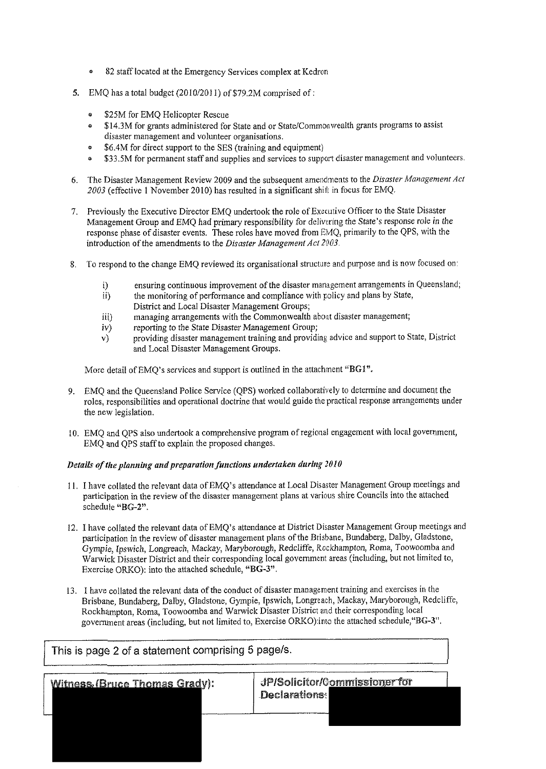- 82 staff located at the Emergency Services complex at Kedron

5. EMQ has a total budget (2010/2011) of $79.2M comprised of :

   - $25M for EMQ Helicopter Rescue
   - $14.3M for grants administered for State and or State/Commonwealth grants programs to assist disaster management and volunteer organisations.
   - $6.4M for direct support to the SES (training and equipment)
   - $33.5M for permanent staff and supplies and services to support disaster management and volunteers.

6. The Disaster Management Review 2009 and the subsequent amendments to the *Disaster Management Act 2003* (effective 1 November 2010) has resulted in a significant shift in focus for EMQ.

7. Previously the Executive Director EMQ undertook the role of Executive Officer to the State Disaster Management Group and EMQ had primary responsibility for delivering the State's response role in the response phase of disaster events. These roles have moved from EMQ, primarily to the QPS, with the introduction of the amendments to the *Disaster Management Act 2003*.

8. To respond to the change EMQ reviewed its organisational structure and purpose and is now focused on:

   i) ensuring continuous improvement of the disaster management arrangements in Queensland;
   ii) the monitoring of performance and compliance with policy and plans by State, District and Local Disaster Management Groups;
   iii) managing arrangements with the Commonwealth about disaster management;
   iv) reporting to the State Disaster Management Group;
   v) providing disaster management training and providing advice and support to State, District and Local Disaster Management Groups.

   More detail of EMQ's services and support is outlined in the attachment **"BG1"**.

9. EMQ and the Queensland Police Service (QPS) worked collaboratively to determine and document the roles, responsibilities and operational doctrine that would guide the practical response arrangements under the new legislation.

10. EMQ and QPS also undertook a comprehensive program of regional engagement with local government, EMQ and QPS staff to explain the proposed changes.

***Details of the planning and preparation functions undertaken during 2010***

11. I have collated the relevant data of EMQ's attendance at Local Disaster Management Group meetings and participation in the review of the disaster management plans at various shire Councils into the attached schedule **"BG-2"**.

12. I have collated the relevant data of EMQ's attendance at District Disaster Management Group meetings and participation in the review of disaster management plans of the Brisbane, Bundaberg, Dalby, Gladstone, Gympie, Ipswich, Longreach, Mackay, Maryborough, Redcliffe, Rockhampton, Roma, Toowoomba and Warwick Disaster District and their corresponding local government areas (including, but not limited to, Exercise ORKO): into the attached schedule, **"BG-3"**.

13. I have collated the relevant data of the conduct of disaster management training and exercises in the Brisbane, Bundaberg, Dalby, Gladstone, Gympie, Ipswich, Longreach, Mackay, Maryborough, Redcliffe, Rockhampton, Roma, Toowoomba and Warwick Disaster District and their corresponding local government areas (including, but not limited to, Exercise ORKO):into the attached schedule,"BG-3".

| Witness (Bruce Thomas Grady): | JP/Solicitor/Commissioner for Declarations: |
| --- | --- |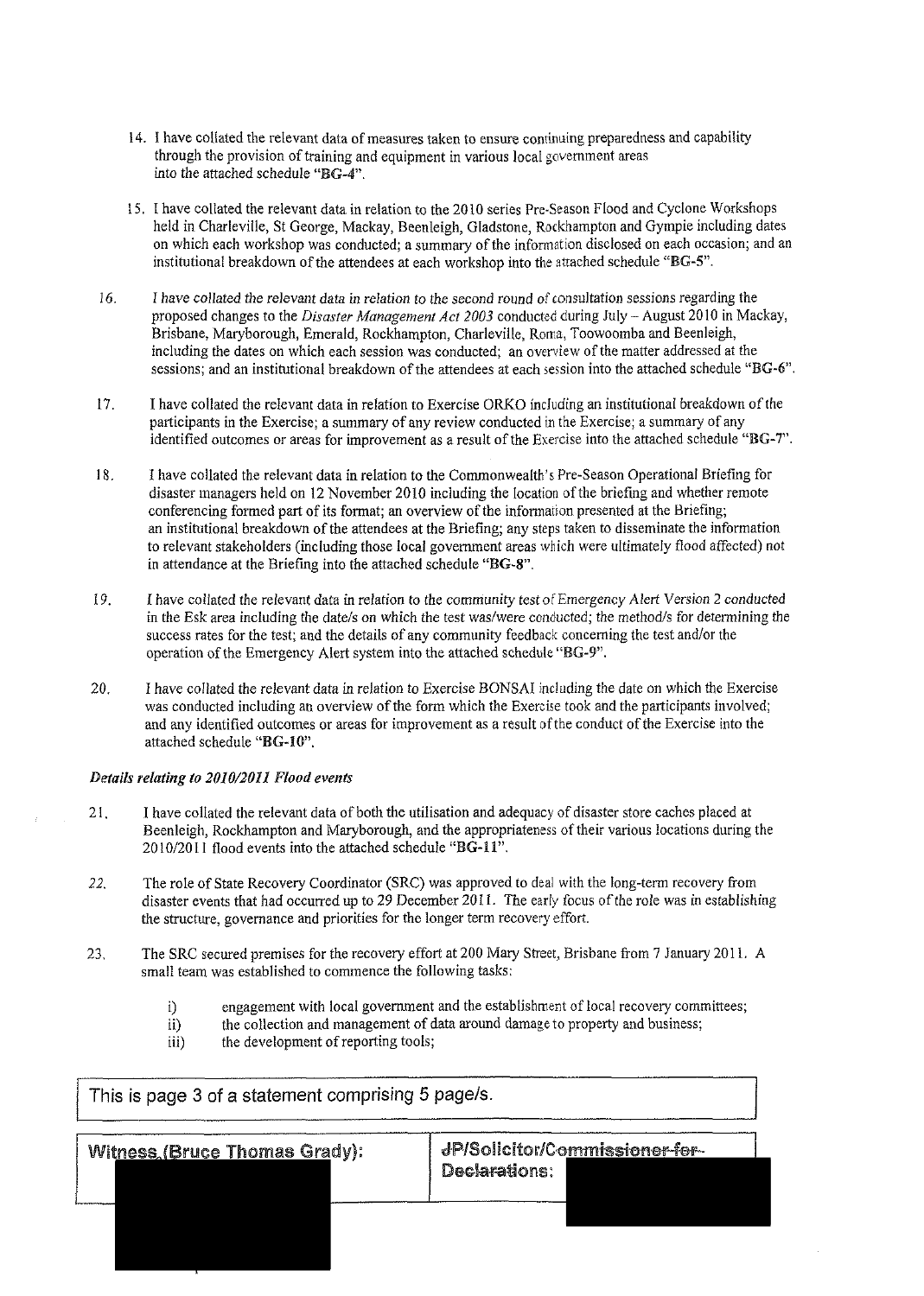14. I have collated the relevant data of measures taken to ensure continuing preparedness and capability through the provision of training and equipment in various local government areas into the attached schedule "**BG-4**".

15. I have collated the relevant data in relation to the 2010 series Pre-Season Flood and Cyclone Workshops held in Charleville, St George, Mackay, Beenleigh, Gladstone, Rockhampton and Gympie including dates on which each workshop was conducted; a summary of the information disclosed on each occasion; and an institutional breakdown of the attendees at each workshop into the attached schedule "**BG-5**".

16. *I have collated the relevant data in relation to the second round of consultation sessions regarding the proposed changes to the Disaster Management Act 2003 conducted during July – August 2010 in Mackay, Brisbane, Maryborough, Emerald, Rockhampton, Charleville, Roma, Toowoomba and Beenleigh, including the dates on which each session was conducted; an overview of the matter addressed at the sessions; and an institutional breakdown of the attendees at each session into the attached schedule* "**BG-6**".

17. I have collated the relevant data in relation to Exercise ORKO including an institutional breakdown of the participants in the Exercise; a summary of any review conducted in the Exercise; a summary of any identified outcomes or areas for improvement as a result of the Exercise into the attached schedule "**BG-7**".

18. I have collated the relevant data in relation to the Commonwealth's Pre-Season Operational Briefing for disaster managers held on 12 November 2010 including the location of the briefing and whether remote conferencing formed part of its format; an overview of the information presented at the Briefing; an institutional breakdown of the attendees at the Briefing; any steps taken to disseminate the information to relevant stakeholders (including those local government areas which were ultimately flood affected) not in attendance at the Briefing into the attached schedule "**BG-8**".

19. *I have collated the relevant data in relation to the community test of Emergency Alert Version 2 conducted* in the Esk area including the date/s on which the test was/were conducted; the method/s for determining the success rates for the test; and the details of any community feedback concerning the test and/or the operation of the Emergency Alert system into the attached schedule "**BG-9**".

20. I have collated the relevant data in relation to Exercise BONSAI including the date on which the Exercise was conducted including an overview of the form which the Exercise took and the participants involved; and any identified outcomes or areas for improvement as a result of the conduct of the Exercise into the attached schedule "**BG-10**".

***Details relating to 2010/2011 Flood events***

21. I have collated the relevant data of both the utilisation and adequacy of disaster store caches placed at Beenleigh, Rockhampton and Maryborough, and the appropriateness of their various locations during the 2010/2011 flood events into the attached schedule "**BG-11**".

22. The role of State Recovery Coordinator (SRC) was approved to deal with the long-term recovery from disaster events that had occurred up to 29 December 2011. The early focus of the role was in establishing the structure, governance and priorities for the longer term recovery effort.

23. The SRC secured premises for the recovery effort at 200 Mary Street, Brisbane from 7 January 2011. A small team was established to commence the following tasks:

    i) engagement with local government and the establishment of local recovery committees;
    ii) the collection and management of data around damage to property and business;
    iii) the development of reporting tools;

| Witness (Bruce Thomas Grady): | ~~JP/Solicitor/Commissioner-for-Declarations~~: |
| --- | --- |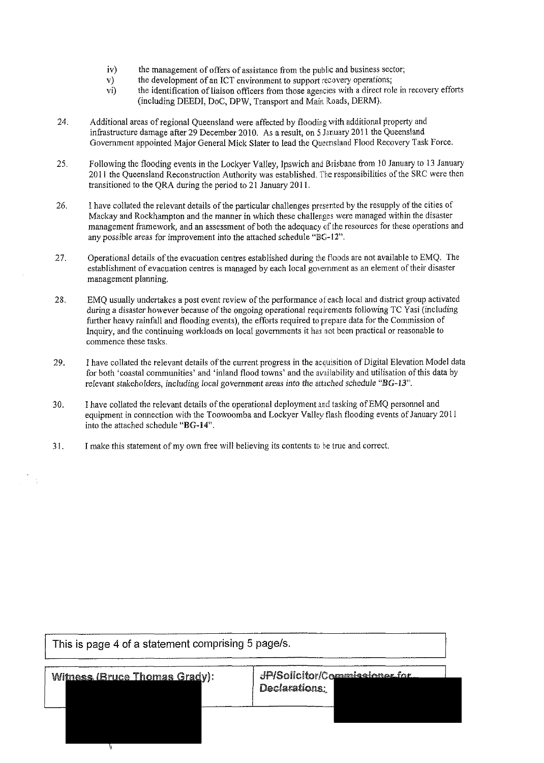iv) the management of offers of assistance from the public and business sector;

v) the development of an ICT environment to support recovery operations;

vi) the identification of liaison officers from those agencies with a direct role in recovery efforts (including DEEDI, DoC, DPW, Transport and Main Roads, DERM).

24. Additional areas of regional Queensland were affected by flooding with additional property and infrastructure damage after 29 December 2010. As a result, on 5 January 2011 the Queensland Government appointed Major General Mick Slater to lead the Queensland Flood Recovery Task Force.

25. Following the flooding events in the Lockyer Valley, Ipswich and Brisbane from 10 January to 13 January 2011 the Queensland Reconstruction Authority was established. The responsibilities of the SRC were then transitioned to the QRA during the period to 21 January 2011.

26. I have collated the relevant details of the particular challenges presented by the resupply of the cities of Mackay and Rockhampton and the manner in which these challenges were managed within the disaster management framework, and an assessment of both the adequacy of the resources for these operations and any possible areas for improvement into the attached schedule "BG-12".

27. Operational details of the evacuation centres established during the floods are not available to EMQ. The establishment of evacuation centres is managed by each local government as an element of their disaster management planning.

28. EMQ usually undertakes a post event review of the performance of each local and district group activated during a disaster however because of the ongoing operational requirements following TC Yasi (including further heavy rainfall and flooding events), the efforts required to prepare data for the Commission of Inquiry, and the continuing workloads on local governments it has not been practical or reasonable to commence these tasks.

29. I have collated the relevant details of the current progress in the acquisition of Digital Elevation Model data for both 'coastal communities' and 'inland flood towns' and the availability and utilisation of this data by relevant stakeholders, including local government areas into the attached schedule "**BG-13**".

30. I have collated the relevant details of the operational deployment and tasking of EMQ personnel and equipment in connection with the Toowoomba and Lockyer Valley flash flooding events of January 2011 into the attached schedule "**BG-14**".

31. I make this statement of my own free will believing its contents to be true and correct.

| Witness (Bruce Thomas Grady): | JP/Solicitor/Commissioner for Declarations: |
|---|---|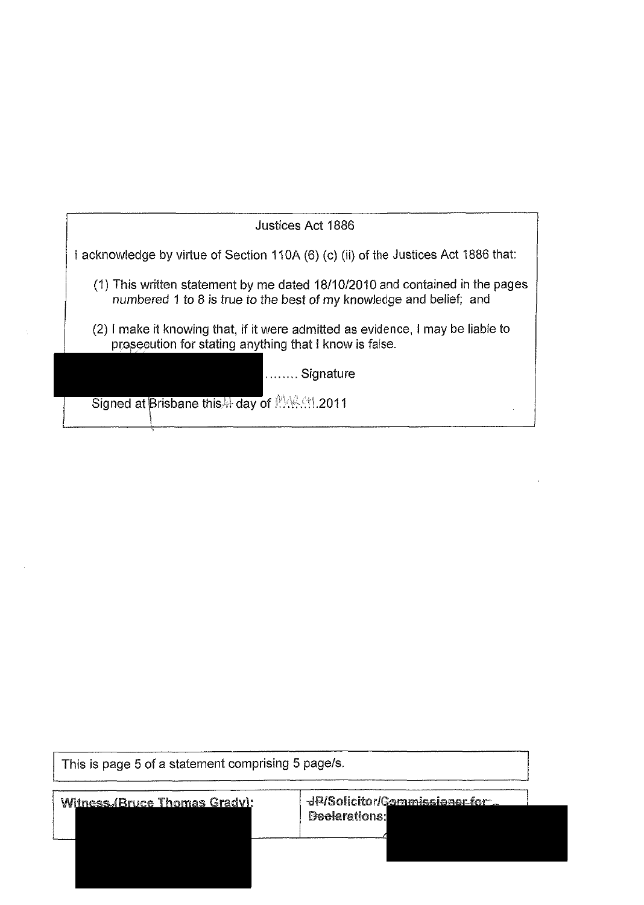## Justices Act 1886

I acknowledge by virtue of Section 110A (6) (c) (ii) of the Justices Act 1886 that:

(1) This written statement by me dated 18/10/2010 and contained in the pages *numbered 1 to 8 is true to the best of my knowledge and belief;* and

(2) I make it knowing that, if it were admitted as evidence, I may be liable to prosecution for stating anything that I know is false.

........ Signature

Signed at Brisbane this 4 day of MARCH 2011

This is page 5 of a statement comprising 5 page/s.

| Witness (Bruce Thomas Grady): | ~~JP~~/Solicitor/~~Commissioner for Declarations~~: |
| --- | --- |
| | |